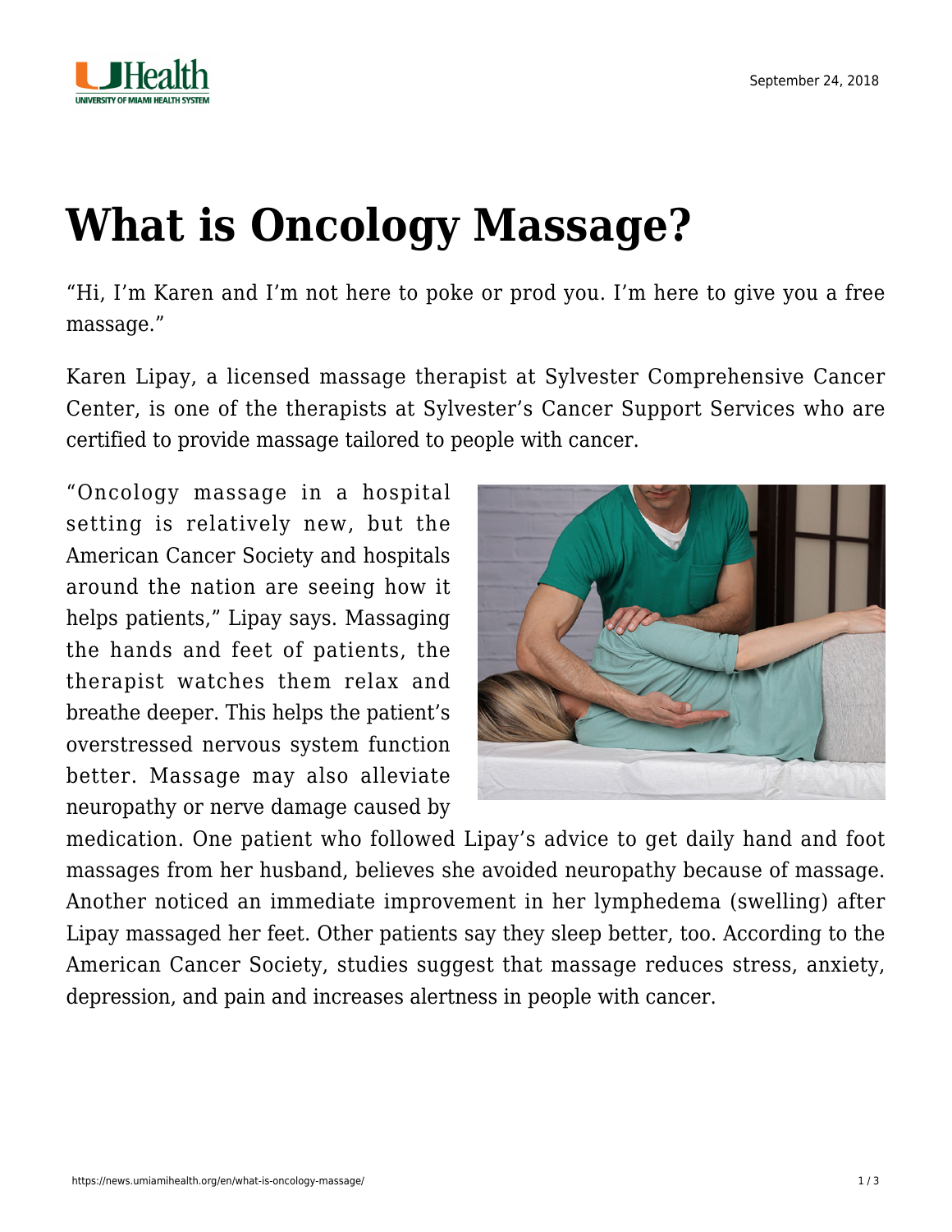# What is Oncology Massage?

"Hi, I'm Karen and I'm not here to poke or prod you. I'm here to give you a free massage."

Karen Lipay, a licensed massage therapist at Sylvester Comprehensive Cancer Center, is one of the therapists at Sylvester's Cancer Support Services who are certified to provide massage tailored to people with cancer.

"Oncology massage in a hospital setting is relatively new, but the American Cancer Society and hospitals around the nation are seeing how it helps patients," Lipay says. Massaging the hands and feet of patients, the therapist watches them relax and breathe deeper. This helps the patient's overstressed nervous system function better. Massage may also alleviate neuropathy or nerve damage caused by medication. One patient who followed Lipay's advice to get daily hand and foot massages from her husband, believes she avoided neuropathy because of massage. Another noticed an immediate improvement in her lymphedema (swelling) after Lipay massaged her feet. Other patients say they sleep better, too. According to the American Cancer Society, studies suggest that massage reduces stress, anxiety, depression, and pain and increases alertness in people with cancer.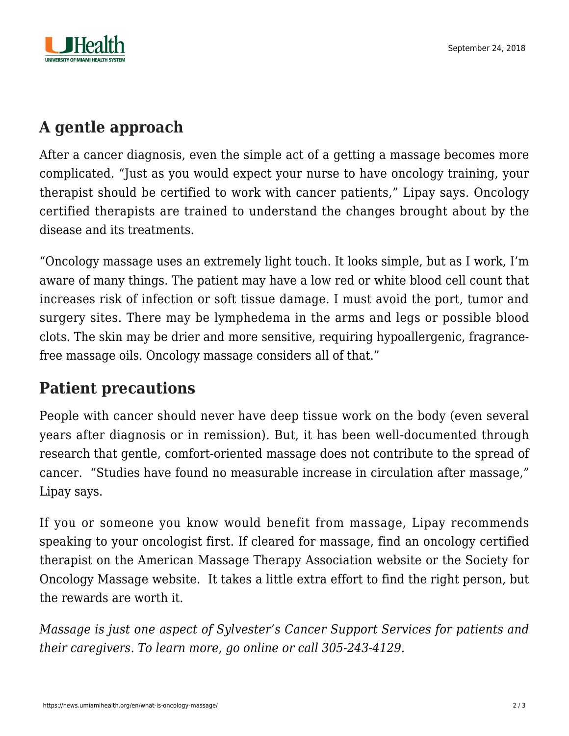## A gentle approach

After a cancer diagnosis, even the simple act of a getting a massage becomes more complicated. "Just as you would expect your nurse to have oncology training, your therapist should be certified to work with cancer patients," Lipay says. Oncology certified therapists are trained to understand the changes brought about by the disease and its treatments.

"Oncology massage uses an extremely light touch. It looks simple, but as I work, I'm aware of many things. The patient may have a low red or white blood cell count that increases risk of infection or soft tissue damage. I must avoid the port, tumor and surgery sites. There may be lymphedema in the arms and legs or possible blood clots. The skin may be drier and more sensitive, requiring hypoallergenic, fragrance-free massage oils. Oncology massage considers all of that."

## Patient precautions

People with cancer should never have deep tissue work on the body (even several years after diagnosis or in remission). But, it has been well-documented through research that gentle, comfort-oriented massage does not contribute to the spread of cancer. "Studies have found no measurable increase in circulation after massage," Lipay says.

If you or someone you know would benefit from massage, Lipay recommends speaking to your oncologist first. If cleared for massage, find an oncology certified therapist on the American Massage Therapy Association website or the Society for Oncology Massage website. It takes a little extra effort to find the right person, but the rewards are worth it.

*Massage is just one aspect of Sylvester's Cancer Support Services for patients and their caregivers. To learn more, go online or call 305-243-4129.*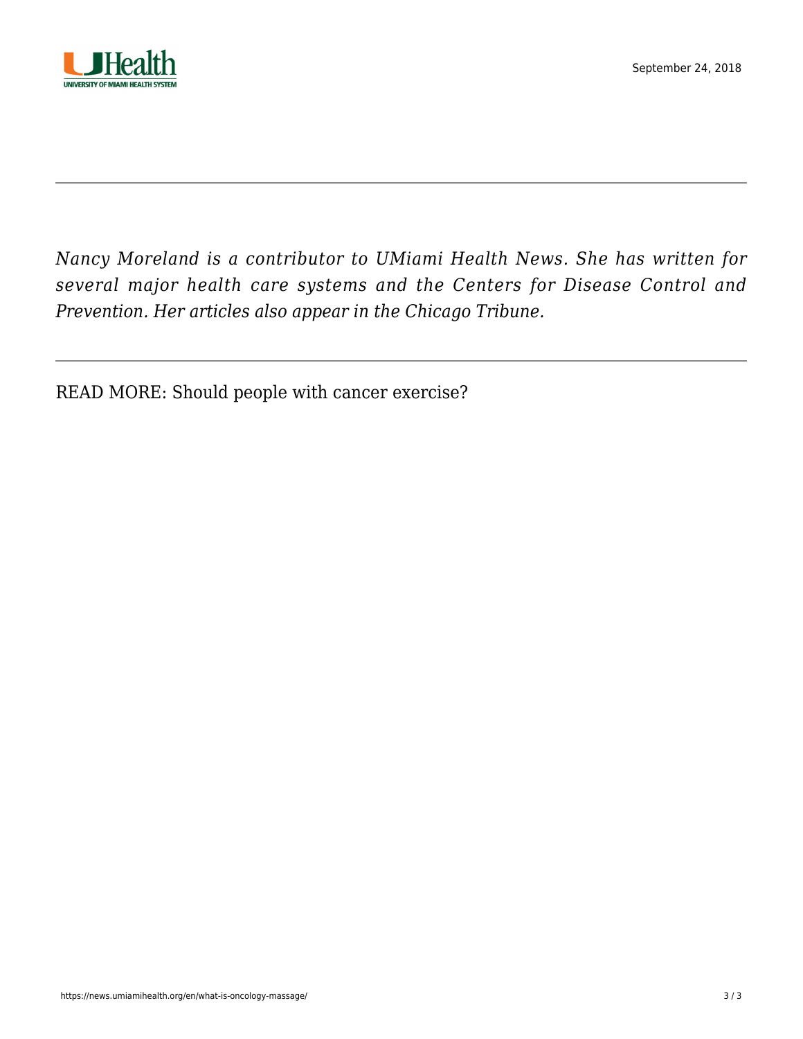---

*Nancy Moreland is a contributor to UMiami Health News. She has written for several major health care systems and the Centers for Disease Control and Prevention. Her articles also appear in the Chicago Tribune.*

---

READ MORE: Should people with cancer exercise?